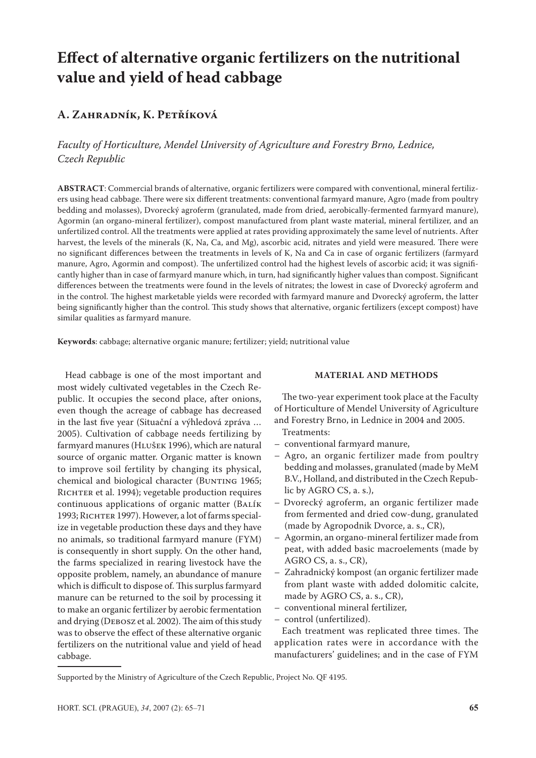# Effect of alternative organic fertilizers on the nutritional value and yield of head cabbage

## A. Zahradník, K. Petříková

*Faculty of Horticulture, Mendel University of Agriculture and Forestry Brno, Lednice, Czech Republic*

**ABSTRACT**: Commercial brands of alternative, organic fertilizers were compared with conventional, mineral fertilizers using head cabbage. There were six different treatments: conventional farmyard manure, Agro (made from poultry bedding and molasses), Dvorecký agroferm (granulated, made from dried, aerobically-fermented farmyard manure), Agormin (an organo-mineral fertilizer), compost manufactured from plant waste material, mineral fertilizer, and an unfertilized control. All the treatments were applied at rates providing approximately the same level of nutrients. After harvest, the levels of the minerals (K, Na, Ca, and Mg), ascorbic acid, nitrates and yield were measured. There were no significant differences between the treatments in levels of K, Na and Ca in case of organic fertilizers (farmyard manure, Agro, Agormin and compost). The unfertilized control had the highest levels of ascorbic acid; it was significantly higher than in case of farmyard manure which, in turn, had significantly higher values than compost. Significant differences between the treatments were found in the levels of nitrates; the lowest in case of Dvorecký agroferm and in the control. The highest marketable yields were recorded with farmyard manure and Dvorecký agroferm, the latter being significantly higher than the control. This study shows that alternative, organic fertilizers (except compost) have similar qualities as farmyard manure.

**Keywords**: cabbage; alternative organic manure; fertilizer; yield; nutritional value

Head cabbage is one of the most important and most widely cultivated vegetables in the Czech Republic. It occupies the second place, after onions, even though the acreage of cabbage has decreased in the last five year (Situační a výhledová zpráva … 2005). Cultivation of cabbage needs fertilizing by farmyard manures (Hlušek 1996), which are natural source of organic matter. Organic matter is known to improve soil fertility by changing its physical, chemical and biological character (Bunting 1965; Richter et al. 1994); vegetable production requires continuous applications of organic matter (Balík 1993; Richter 1997). However, a lot of farms specialize in vegetable production these days and they have no animals, so traditional farmyard manure (FYM) is consequently in short supply. On the other hand, the farms specialized in rearing livestock have the opposite problem, namely, an abundance of manure which is difficult to dispose of. This surplus farmyard manure can be returned to the soil by processing it to make an organic fertilizer by aerobic fermentation and drying (Debosz et al. 2002). The aim of this study was to observe the effect of these alternative organic fertilizers on the nutritional value and yield of head cabbage.

## MATERIAL AND METHODS

The two-year experiment took place at the Faculty of Horticulture of Mendel University of Agriculture and Forestry Brno, in Lednice in 2004 and 2005.

Treatments:

- conventional farmyard manure,
- Agro, an organic fertilizer made from poultry bedding and molasses, granulated (made by MeM B.V., Holland, and distributed in the Czech Republic by AGRO CS, a. s.),
- Dvorecký agroferm, an organic fertilizer made from fermented and dried cow-dung, granulated (made by Agropodnik Dvorce, a. s., CR),
- Agormin, an organo-mineral fertilizer made from peat, with added basic macroelements (made by AGRO CS, a. s., CR),
- Zahradnický kompost (an organic fertilizer made from plant waste with added dolomitic calcite, made by AGRO CS, a. s., CR),
- conventional mineral fertilizer,
- control (unfertilized).

Each treatment was replicated three times. The application rates were in accordance with the manufacturers' guidelines; and in the case of FYM

Supported by the Ministry of Agriculture of the Czech Republic, Project No. QF 4195.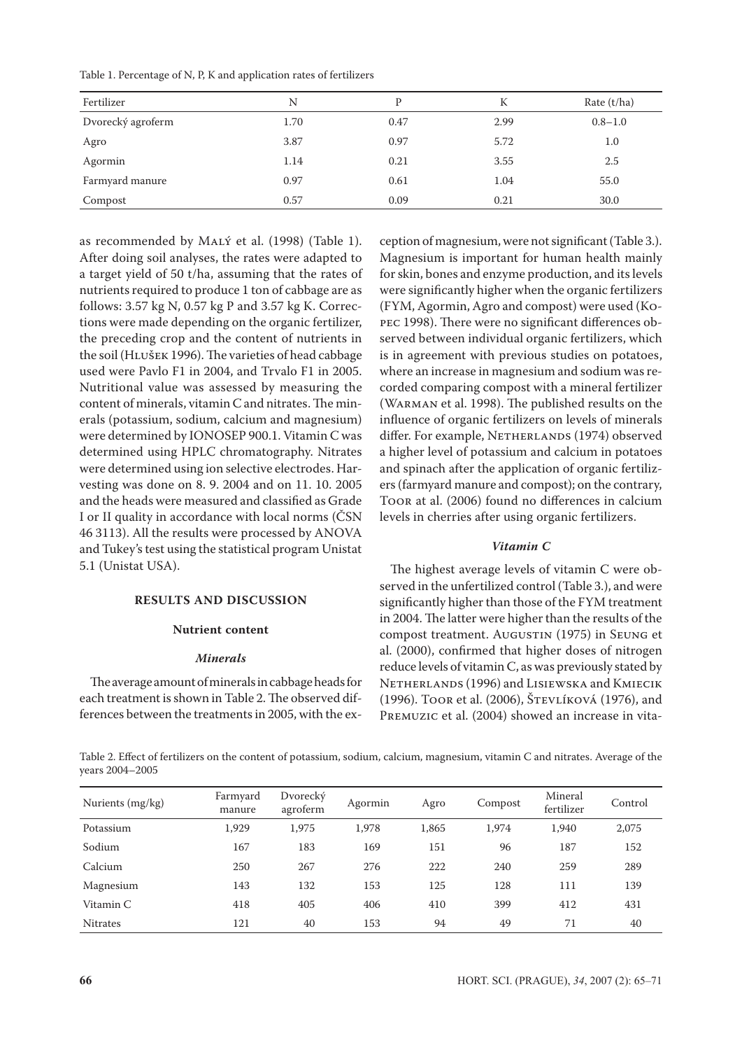Table 1. Percentage of N, P, K and application rates of fertilizers

| Fertilizer | N | P | K | Rate (t/ha) |
|---|---|---|---|---|
| Dvorecký agroferm | 1.70 | 0.47 | 2.99 | 0.8–1.0 |
| Agro | 3.87 | 0.97 | 5.72 | 1.0 |
| Agormin | 1.14 | 0.21 | 3.55 | 2.5 |
| Farmyard manure | 0.97 | 0.61 | 1.04 | 55.0 |
| Compost | 0.57 | 0.09 | 0.21 | 30.0 |

as recommended by Malý et al. (1998) (Table 1). After doing soil analyses, the rates were adapted to a target yield of 50 t/ha, assuming that the rates of nutrients required to produce 1 ton of cabbage are as follows: 3.57 kg N, 0.57 kg P and 3.57 kg K. Corrections were made depending on the organic fertilizer, the preceding crop and the content of nutrients in the soil (Hlušek 1996). The varieties of head cabbage used were Pavlo F1 in 2004, and Trvalo F1 in 2005. Nutritional value was assessed by measuring the content of minerals, vitamin C and nitrates. The minerals (potassium, sodium, calcium and magnesium) were determined by IONOSEP 900.1. Vitamin C was determined using HPLC chromatography. Nitrates were determined using ion selective electrodes. Harvesting was done on 8. 9. 2004 and on 11. 10. 2005 and the heads were measured and classified as Grade I or II quality in accordance with local norms (ČSN 46 3113). All the results were processed by ANOVA and Tukey's test using the statistical program Unistat 5.1 (Unistat USA).

## RESULTS AND DISCUSSION

### Nutrient content

#### *Minerals*

The average amount of minerals in cabbage heads for each treatment is shown in Table 2. The observed differences between the treatments in 2005, with the exception of magnesium, were not significant (Table 3.). Magnesium is important for human health mainly for skin, bones and enzyme production, and its levels were significantly higher when the organic fertilizers (FYM, Agormin, Agro and compost) were used (Kopec 1998). There were no significant differences observed between individual organic fertilizers, which is in agreement with previous studies on potatoes, where an increase in magnesium and sodium was recorded comparing compost with a mineral fertilizer (Warman et al. 1998). The published results on the influence of organic fertilizers on levels of minerals differ. For example, Netherlands (1974) observed a higher level of potassium and calcium in potatoes and spinach after the application of organic fertilizers (farmyard manure and compost); on the contrary, Toor at al. (2006) found no differences in calcium levels in cherries after using organic fertilizers.

#### *Vitamin C*

The highest average levels of vitamin C were observed in the unfertilized control (Table 3.), and were significantly higher than those of the FYM treatment in 2004. The latter were higher than the results of the compost treatment. Augustin (1975) in Seung et al. (2000), confirmed that higher doses of nitrogen reduce levels of vitamin C, as was previously stated by Netherlands (1996) and Lisiewska and Kmiecik (1996). Toor et al. (2006), Števlíková (1976), and Premuzic et al. (2004) showed an increase in vita-

Table 2. Effect of fertilizers on the content of potassium, sodium, calcium, magnesium, vitamin C and nitrates. Average of the years 2004–2005

| Nurients (mg/kg) | Farmyard manure | Dvorecký agroferm | Agormin | Agro | Compost | Mineral fertilizer | Control |
|---|---|---|---|---|---|---|---|
| Potassium | 1,929 | 1,975 | 1,978 | 1,865 | 1,974 | 1,940 | 2,075 |
| Sodium | 167 | 183 | 169 | 151 | 96 | 187 | 152 |
| Calcium | 250 | 267 | 276 | 222 | 240 | 259 | 289 |
| Magnesium | 143 | 132 | 153 | 125 | 128 | 111 | 139 |
| Vitamin C | 418 | 405 | 406 | 410 | 399 | 412 | 431 |
| Nitrates | 121 | 40 | 153 | 94 | 49 | 71 | 40 |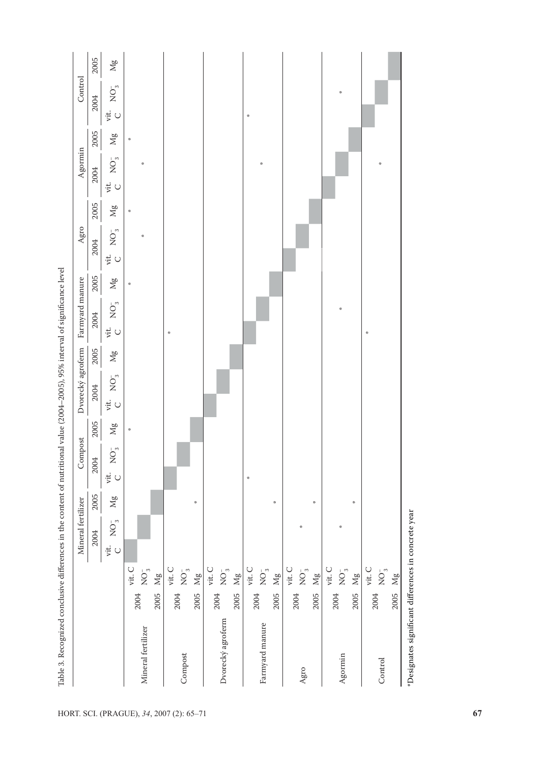Table 3. Recognized conclusive differences in the content of nutritional value (2004–2005), 95% interval of significance level

| | | | Mineral fertilizer | | | Compost | | | Dvorecký agroferm | | | Farmyard manure | | | Agro | | | Agormin | | | Control | | |
|---|---|---|---|---|---|---|---|---|---|---|---|---|---|---|---|---|---|---|---|---|---|---|---|
| | | | 2004 | | 2005 | 2004 | | 2005 | 2004 | | 2005 | 2004 | | 2005 | 2004 | | 2005 | 2004 | | 2005 | 2004 | | 2005 |
| | | | vit. C | $NO_3^-$ | Mg | vit. C | $NO_3^-$ | Mg | vit. C | $NO_3^-$ | Mg | vit. C | $NO_3^-$ | Mg | vit. C | $NO_3^-$ | Mg | vit. C | $NO_3^-$ | Mg | vit. C | $NO_3^-$ | Mg |
| Mineral fertilizer | 2004 | vit. C | | | | | | | | | | | | | | | | | | | | | |
| | | $NO_3^-$ | | | | | | | | | | | | | | * | | | * | | | | |
| | 2005 | Mg | | | | | | * | | | | | | * | | | * | | | * | | | |
| Compost | 2004 | vit. C | | | | | | | | | | * | | | | | | | | | | | |
| | | $NO_3^-$ | | | | | | | | | | | | | | | | | | | | | |
| | 2005 | Mg | | | * | | | | | | | | | | | | | | | | | | |
| Dvorecký agroferm | 2004 | vit. C | | | | | | | | | | | | | | | | | | | | | |
| | | $NO_3^-$ | | | | | | | | | | | | | | | | | | | | | |
| | 2005 | Mg | | | | | | | | | | | | | | | | | | | | | |
| Farmyard manure | 2004 | vit. C | | | | * | | | | | | | | | | | | | | | * | | |
| | | $NO_3^-$ | | | | | | | | | | | | | | | | | * | | | | |
| | 2005 | Mg | | | * | | | | | | | | | | | | | | | | | | |
| Agro | 2004 | vit. C | | | | | | | | | | | | | | | | | | | | | |
| | | $NO_3^-$ | | * | | | | | | | | | | | | | | | | | | | |
| | 2005 | Mg | | | * | | | | | | | | | | | | | | | | | | |
| Agormin | 2004 | vit. C | | | | | | | | | | | | | | | | | | | | | |
| | | $NO_3^-$ | | * | | | | | | | | | * | | | | | | | | | * | |
| | 2005 | Mg | | | * | | | | | | | | | | | | | | | | | | |
| Control | 2004 | vit. C | | | | | | | | | | * | | | | | | | | | | | |
| | | $NO_3^-$ | | | | | | | | | | | | | | | | | * | | | | |
| | 2005 | Mg | | | | | | | | | | | | | | | | | | | | | |

*Designates significant differences in concrete year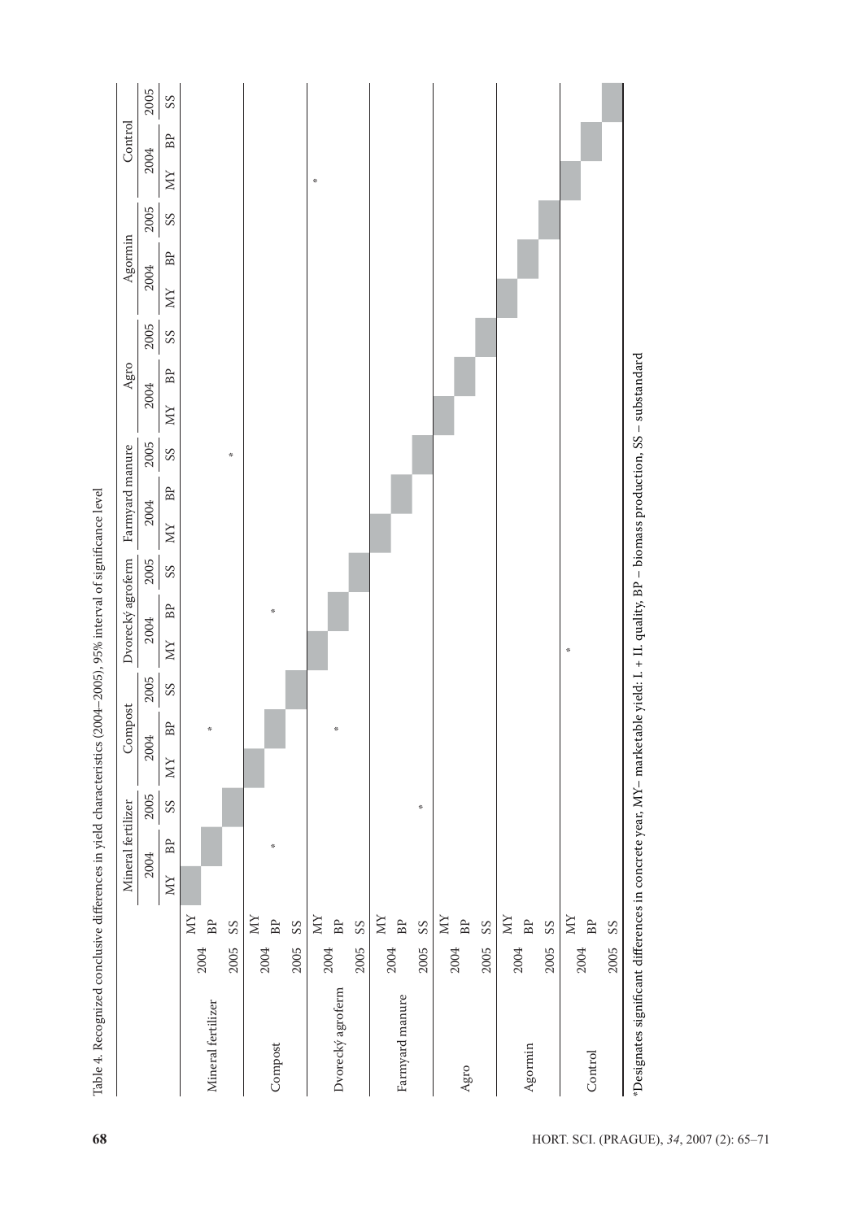Table 4. Recognized conclusive differences in yield characteristics (2004–2005), 95% interval of significance level

| | | | Mineral fertilizer | | | Compost | | | Dvorecký agroferm | | | Farmyard manure | | | Agro | | | Agormin | | | Control | | |
|---|---|---|---|---|---|---|---|---|---|---|---|---|---|---|---|---|---|---|---|---|---|---|---|
| | | | 2004 | | 2005 | 2004 | | 2005 | 2004 | | 2005 | 2004 | | 2005 | 2004 | | 2005 | 2004 | | 2005 | 2004 | | 2005 |
| | | | MY | BP | SS | MY | BP | SS | MY | BP | SS | MY | BP | SS | MY | BP | SS | MY | BP | SS | MY | BP | SS |
| Mineral fertilizer | 2004 | MY | | | | | | | | | | | | | | | | | | | | | |
| | | BP | | | | | * | | | | | | | | | | | | | | | | |
| | 2005 | SS | | | | | | | | | | | | * | | | | | | | | | |
| Compost | 2004 | MY | | | | | | | | | | | | | | | | | | | | | |
| | | BP | | * | | | | | | * | | | | | | | | | | | | | |
| | 2005 | SS | | | | | | | | | | | | | | | | | | | | | |
| Dvorecký agroferm | 2004 | MY | | | | | | | | | | | | | | | | | | | * | | |
| | | BP | | | | | * | | | | | | | | | | | | | | | | |
| | 2005 | SS | | | | | | | | | | | | | | | | | | | | | |
| Farmyard manure | 2004 | MY | | | | | | | | | | | | | | | | | | | | | |
| | | BP | | | | | | | | | | | | | | | | | | | | | |
| | 2005 | SS | | | * | | | | | | | | | | | | | | | | | | |
| Agro | 2004 | MY | | | | | | | | | | | | | | | | | | | | | |
| | | BP | | | | | | | | | | | | | | | | | | | | | |
| | 2005 | SS | | | | | | | | | | | | | | | | | | | | | |
| Agormin | 2004 | MY | | | | | | | | | | | | | | | | | | | | | |
| | | BP | | | | | | | | | | | | | | | | | | | | | |
| | 2005 | SS | | | | | | | | | | | | | | | | | | | | | |
| Control | 2004 | MY | | | | | | | * | | | | | | | | | | | | | | |
| | | BP | | | | | | | | | | | | | | | | | | | | | |
| | 2005 | SS | | | | | | | | | | | | | | | | | | | | | |

*Designates significant differences in concrete year, MY– marketable yield: I. + II. quality, BP – biomass production, SS – substandard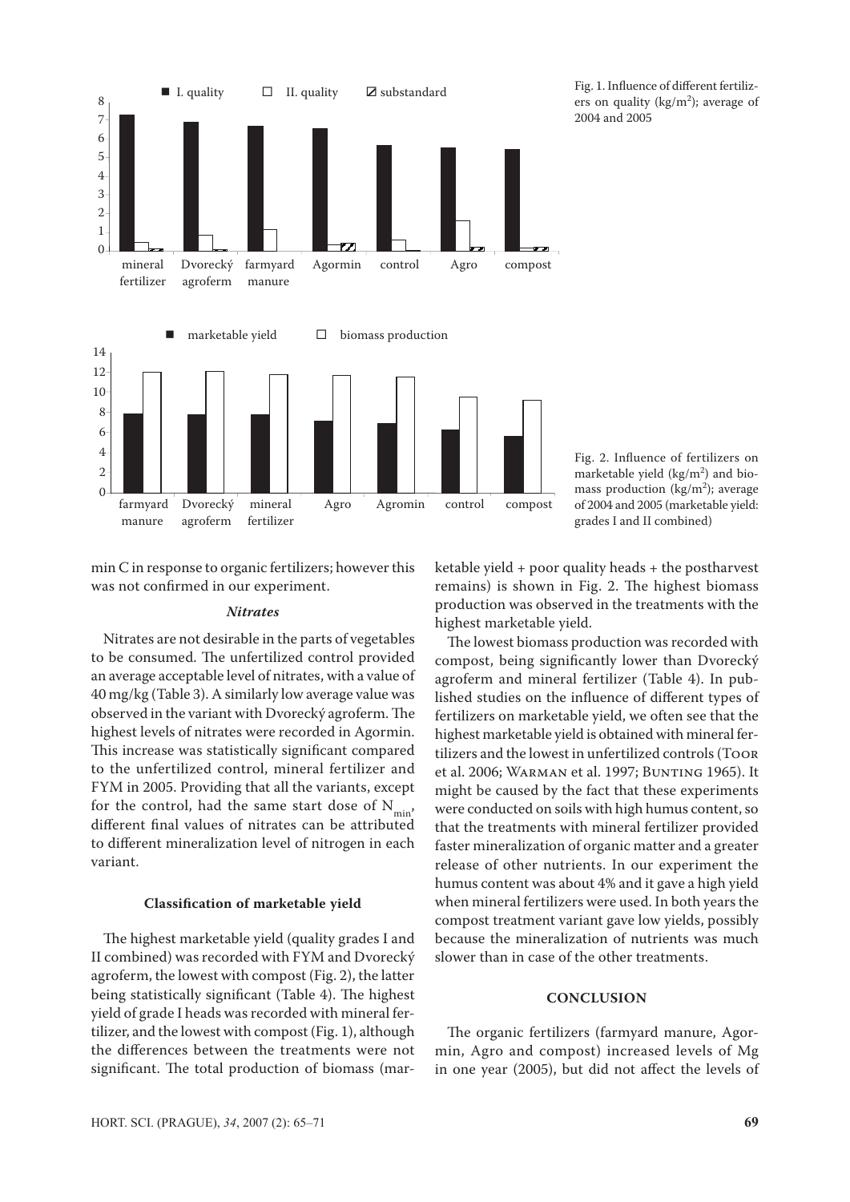Fig. 1. Influence of different fertilizers on quality (kg/m$^2$); average of 2004 and 2005

Fig. 2. Influence of fertilizers on marketable yield (kg/m$^2$) and biomass production (kg/m$^2$); average of 2004 and 2005 (marketable yield: grades I and II combined)

min C in response to organic fertilizers; however this was not confirmed in our experiment.

### *Nitrates*

Nitrates are not desirable in the parts of vegetables to be consumed. The unfertilized control provided an average acceptable level of nitrates, with a value of 40 mg/kg (Table 3). A similarly low average value was observed in the variant with Dvorecký agroferm. The highest levels of nitrates were recorded in Agormin. This increase was statistically significant compared to the unfertilized control, mineral fertilizer and FYM in 2005. Providing that all the variants, except for the control, had the same start dose of $N_{min}$, different final values of nitrates can be attributed to different mineralization level of nitrogen in each variant.

### Classification of marketable yield

The highest marketable yield (quality grades I and II combined) was recorded with FYM and Dvorecký agroferm, the lowest with compost (Fig. 2), the latter being statistically significant (Table 4). The highest yield of grade I heads was recorded with mineral fertilizer, and the lowest with compost (Fig. 1), although the differences between the treatments were not significant. The total production of biomass (marketable yield + poor quality heads + the postharvest remains) is shown in Fig. 2. The highest biomass production was observed in the treatments with the highest marketable yield.

The lowest biomass production was recorded with compost, being significantly lower than Dvorecký agroferm and mineral fertilizer (Table 4). In published studies on the influence of different types of fertilizers on marketable yield, we often see that the highest marketable yield is obtained with mineral fertilizers and the lowest in unfertilized controls (Toor et al. 2006; Warman et al. 1997; Bunting 1965). It might be caused by the fact that these experiments were conducted on soils with high humus content, so that the treatments with mineral fertilizer provided faster mineralization of organic matter and a greater release of other nutrients. In our experiment the humus content was about 4% and it gave a high yield when mineral fertilizers were used. In both years the compost treatment variant gave low yields, possibly because the mineralization of nutrients was much slower than in case of the other treatments.

## CONCLUSION

The organic fertilizers (farmyard manure, Agormin, Agro and compost) increased levels of Mg in one year (2005), but did not affect the levels of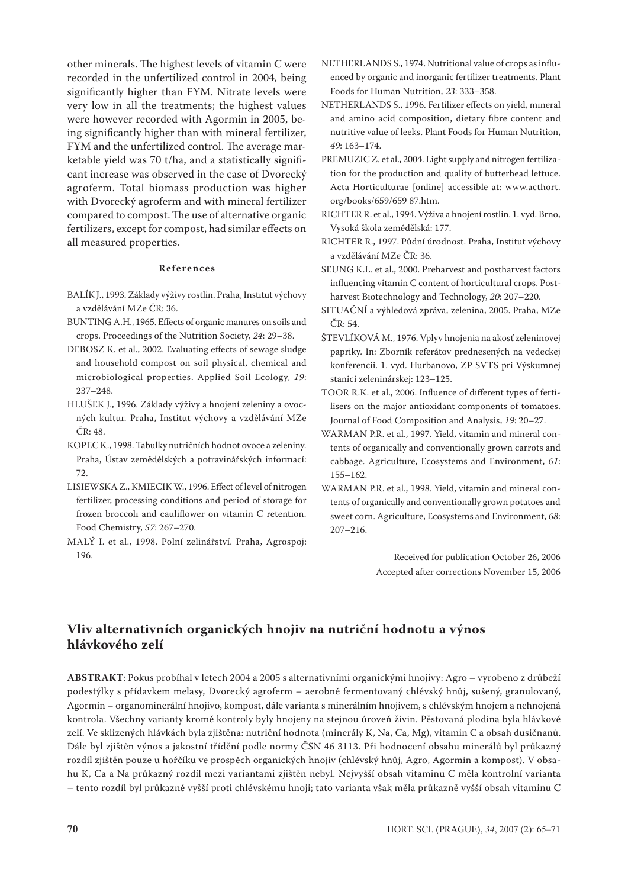other minerals. The highest levels of vitamin C were recorded in the unfertilized control in 2004, being significantly higher than FYM. Nitrate levels were very low in all the treatments; the highest values were however recorded with Agormin in 2005, being significantly higher than with mineral fertilizer, FYM and the unfertilized control. The average marketable yield was 70 t/ha, and a statistically significant increase was observed in the case of Dvorecký agroferm. Total biomass production was higher with Dvorecký agroferm and with mineral fertilizer compared to compost. The use of alternative organic fertilizers, except for compost, had similar effects on all measured properties.

## References

BALÍK J., 1993. Základy výživy rostlin. Praha, Institut výchovy a vzdělávání MZe ČR: 36.

BUNTING A.H., 1965. Effects of organic manures on soils and crops. Proceedings of the Nutrition Society, *24*: 29–38.

DEBOSZ K. et al., 2002. Evaluating effects of sewage sludge and household compost on soil physical, chemical and microbiological properties. Applied Soil Ecology, *19*: 237–248.

HLUŠEK J., 1996. Základy výživy a hnojení zeleniny a ovocných kultur. Praha, Institut výchovy a vzdělávání MZe ČR: 48.

KOPEC K., 1998. Tabulky nutričních hodnot ovoce a zeleniny. Praha, Ústav zemědělských a potravinářských informací: 72.

LISIEWSKA Z., KMIECIK W., 1996. Effect of level of nitrogen fertilizer, processing conditions and period of storage for frozen broccoli and cauliflower on vitamin C retention. Food Chemistry, *57*: 267–270.

MALÝ I. et al., 1998. Polní zelinářství. Praha, Agrospoj: 196.

NETHERLANDS S., 1974. Nutritional value of crops as influenced by organic and inorganic fertilizer treatments. Plant Foods for Human Nutrition, *23*: 333–358.

NETHERLANDS S., 1996. Fertilizer effects on yield, mineral and amino acid composition, dietary fibre content and nutritive value of leeks. Plant Foods for Human Nutrition, *49*: 163–174.

PREMUZIC Z. et al., 2004. Light supply and nitrogen fertilization for the production and quality of butterhead lettuce. Acta Horticulturae [online] accessible at: www.acthort.org/books/659/659 87.htm.

RICHTER R. et al., 1994. Výživa a hnojení rostlin. 1. vyd. Brno, Vysoká škola zemědělská: 177.

RICHTER R., 1997. Půdní úrodnost. Praha, Institut výchovy a vzdělávání MZe ČR: 36.

SEUNG K.L. et al., 2000. Preharvest and postharvest factors influencing vitamin C content of horticultural crops. Postharvest Biotechnology and Technology, *20*: 207–220.

SITUAČNÍ a výhledová zpráva, zelenina, 2005. Praha, MZe ČR: 54.

ŠTEVLÍKOVÁ M., 1976. Vplyv hnojenia na akosť zeleninovej papriky. In: Zborník referátov prednesených na vedeckej konferencii. 1. vyd. Hurbanovo, ZP SVTS pri Výskumnej stanici zeleninárskej: 123–125.

TOOR R.K. et al., 2006. Influence of different types of fertilisers on the major antioxidant components of tomatoes. Journal of Food Composition and Analysis, *19*: 20–27.

WARMAN P.R. et al., 1997. Yield, vitamin and mineral contents of organically and conventionally grown carrots and cabbage. Agriculture, Ecosystems and Environment, *61*: 155–162.

WARMAN P.R. et al., 1998. Yield, vitamin and mineral contents of organically and conventionally grown potatoes and sweet corn. Agriculture, Ecosystems and Environment, *68*: 207–216.

Received for publication October 26, 2006
Accepted after corrections November 15, 2006

# Vliv alternativních organických hnojiv na nutriční hodnotu a výnos hlávkového zelí

**ABSTRAKT**: Pokus probíhal v letech 2004 a 2005 s alternativními organickými hnojivy: Agro – vyrobeno z drůbeží podestýlky s přídavkem melasy, Dvorecký agroferm – aerobně fermentovaný chlévský hnůj, sušený, granulovaný, Agormin – organominerální hnojivo, kompost, dále varianta s minerálním hnojivem, s chlévským hnojem a nehnojená kontrola. Všechny varianty kromě kontroly byly hnojeny na stejnou úroveň živin. Pěstovaná plodina byla hlávkové zelí. Ve sklizených hlávkách byla zjištěna: nutriční hodnota (minerály K, Na, Ca, Mg), vitamin C a obsah dusičnanů. Dále byl zjištěn výnos a jakostní třídění podle normy ČSN 46 3113. Při hodnocení obsahu minerálů byl průkazný rozdíl zjištěn pouze u hořčíku ve prospěch organických hnojiv (chlévský hnůj, Agro, Agormin a kompost). V obsahu K, Ca a Na průkazný rozdíl mezi variantami zjištěn nebyl. Nejvyšší obsah vitaminu C měla kontrolní varianta – tento rozdíl byl průkazně vyšší proti chlévskému hnoji; tato varianta však měla průkazně vyšší obsah vitaminu C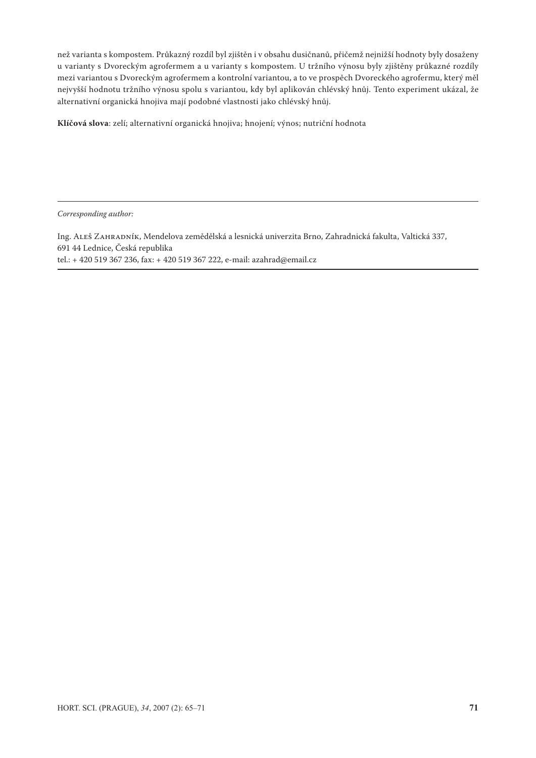než varianta s kompostem. Průkazný rozdíl byl zjištěn i v obsahu dusičnanů, přičemž nejnižší hodnoty byly dosaženy u varianty s Dvoreckým agrofermem a u varianty s kompostem. U tržního výnosu byly zjištěny průkazné rozdíly mezi variantou s Dvoreckým agrofermem a kontrolní variantou, a to ve prospěch Dvoreckého agrofermu, který měl nejvyšší hodnotu tržního výnosu spolu s variantou, kdy byl aplikován chlévský hnůj. Tento experiment ukázal, že alternativní organická hnojiva mají podobné vlastnosti jako chlévský hnůj.

**Klíčová slova**: zelí; alternativní organická hnojiva; hnojení; výnos; nutriční hodnota

---

*Corresponding author:*

Ing. Aleš Zahradník, Mendelova zemědělská a lesnická univerzita Brno, Zahradnická fakulta, Valtická 337, 691 44 Lednice, Česká republika
tel.: + 420 519 367 236, fax: + 420 519 367 222, e-mail: azahrad@email.cz